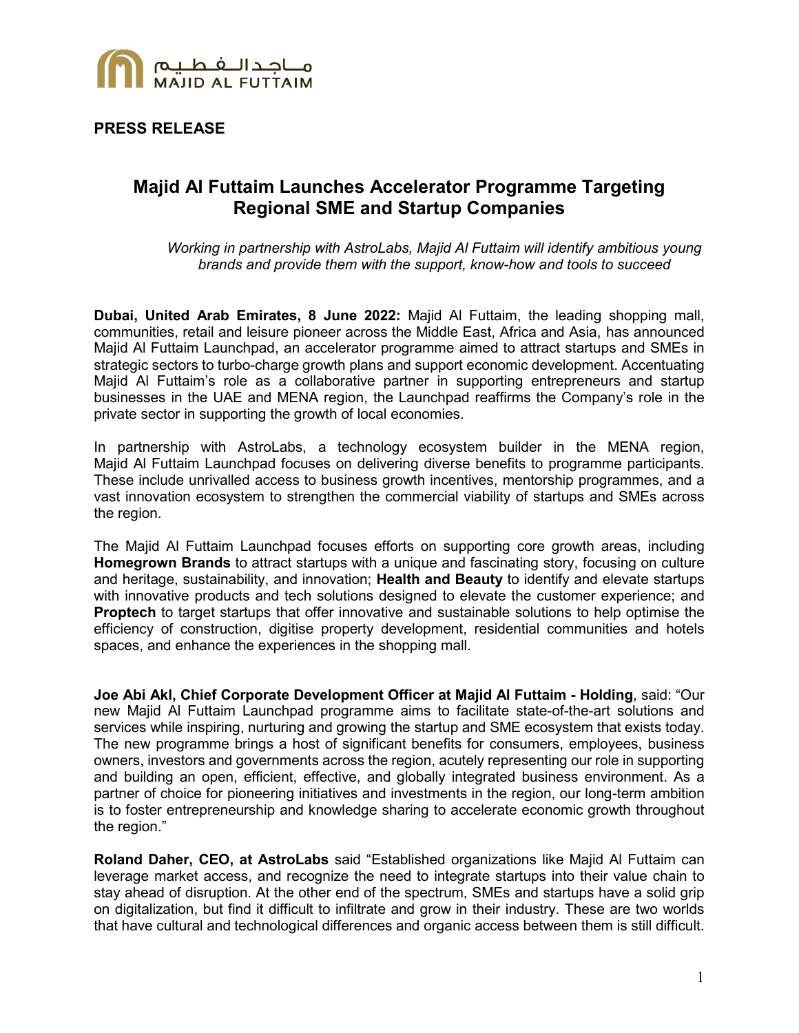**PRESS RELEASE**

# Majid Al Futtaim Launches Accelerator Programme Targeting Regional SME and Startup Companies

*Working in partnership with AstroLabs, Majid Al Futtaim will identify ambitious young brands and provide them with the support, know-how and tools to succeed*

**Dubai, United Arab Emirates, 8 June 2022:** Majid Al Futtaim, the leading shopping mall, communities, retail and leisure pioneer across the Middle East, Africa and Asia, has announced Majid Al Futtaim Launchpad, an accelerator programme aimed to attract startups and SMEs in strategic sectors to turbo-charge growth plans and support economic development. Accentuating Majid Al Futtaim's role as a collaborative partner in supporting entrepreneurs and startup businesses in the UAE and MENA region, the Launchpad reaffirms the Company's role in the private sector in supporting the growth of local economies.

In partnership with AstroLabs, a technology ecosystem builder in the MENA region, Majid Al Futtaim Launchpad focuses on delivering diverse benefits to programme participants. These include unrivalled access to business growth incentives, mentorship programmes, and a vast innovation ecosystem to strengthen the commercial viability of startups and SMEs across the region.

The Majid Al Futtaim Launchpad focuses efforts on supporting core growth areas, including **Homegrown Brands** to attract startups with a unique and fascinating story, focusing on culture and heritage, sustainability, and innovation; **Health and Beauty** to identify and elevate startups with innovative products and tech solutions designed to elevate the customer experience; and **Proptech** to target startups that offer innovative and sustainable solutions to help optimise the efficiency of construction, digitise property development, residential communities and hotels spaces, and enhance the experiences in the shopping mall.

**Joe Abi Akl, Chief Corporate Development Officer at Majid Al Futtaim - Holding**, said: "Our new Majid Al Futtaim Launchpad programme aims to facilitate state-of-the-art solutions and services while inspiring, nurturing and growing the startup and SME ecosystem that exists today. The new programme brings a host of significant benefits for consumers, employees, business owners, investors and governments across the region, acutely representing our role in supporting and building an open, efficient, effective, and globally integrated business environment. As a partner of choice for pioneering initiatives and investments in the region, our long-term ambition is to foster entrepreneurship and knowledge sharing to accelerate economic growth throughout the region."

**Roland Daher, CEO, at AstroLabs** said "Established organizations like Majid Al Futtaim can leverage market access, and recognize the need to integrate startups into their value chain to stay ahead of disruption. At the other end of the spectrum, SMEs and startups have a solid grip on digitalization, but find it difficult to infiltrate and grow in their industry. These are two worlds that have cultural and technological differences and organic access between them is still difficult.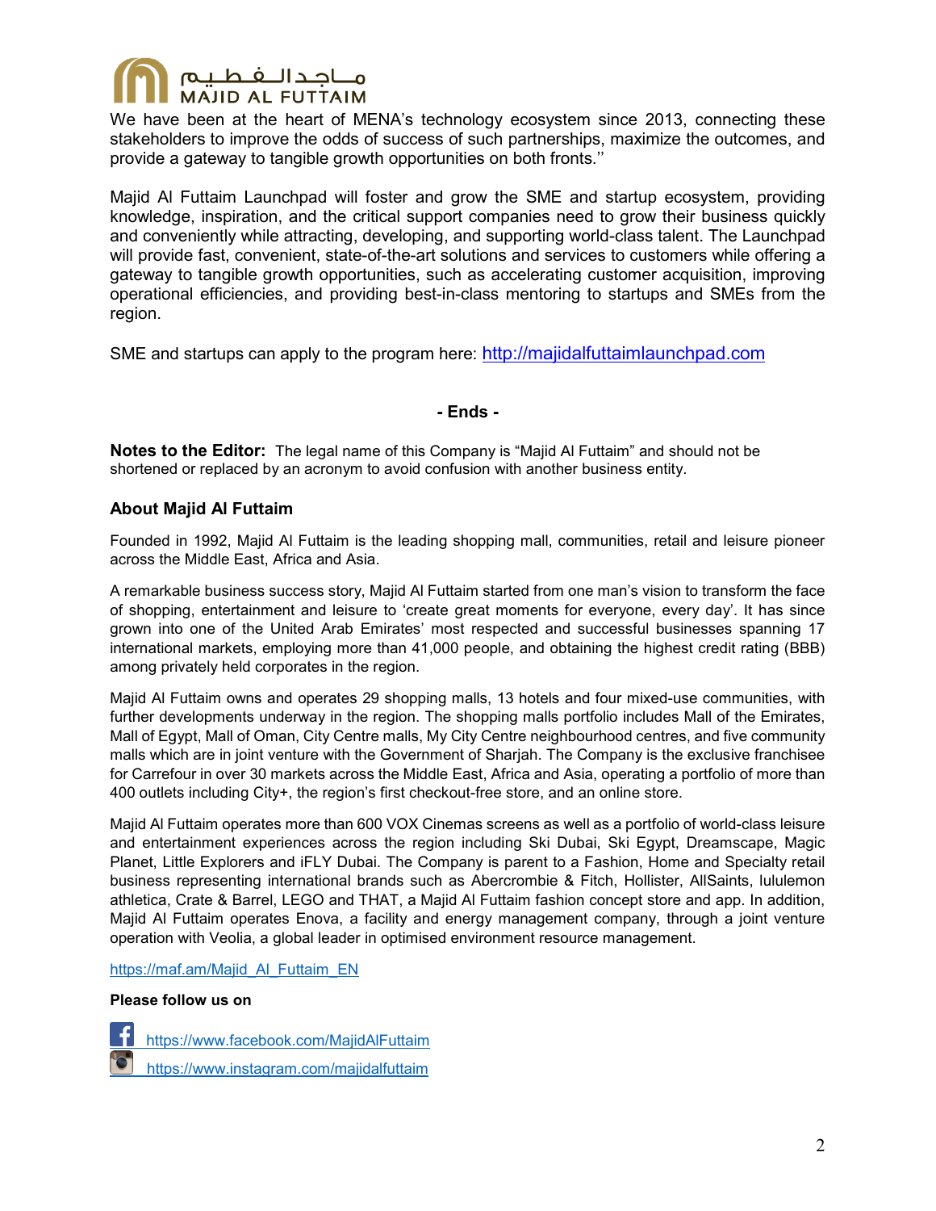We have been at the heart of MENA's technology ecosystem since 2013, connecting these stakeholders to improve the odds of success of such partnerships, maximize the outcomes, and provide a gateway to tangible growth opportunities on both fronts.''

Majid Al Futtaim Launchpad will foster and grow the SME and startup ecosystem, providing knowledge, inspiration, and the critical support companies need to grow their business quickly and conveniently while attracting, developing, and supporting world-class talent. The Launchpad will provide fast, convenient, state-of-the-art solutions and services to customers while offering a gateway to tangible growth opportunities, such as accelerating customer acquisition, improving operational efficiencies, and providing best-in-class mentoring to startups and SMEs from the region.

SME and startups can apply to the program here: http://majidalfuttaimlaunchpad.com

**- Ends -**

**Notes to the Editor:** The legal name of this Company is "Majid Al Futtaim" and should not be shortened or replaced by an acronym to avoid confusion with another business entity.

### About Majid Al Futtaim

Founded in 1992, Majid Al Futtaim is the leading shopping mall, communities, retail and leisure pioneer across the Middle East, Africa and Asia.

A remarkable business success story, Majid Al Futtaim started from one man's vision to transform the face of shopping, entertainment and leisure to 'create great moments for everyone, every day'. It has since grown into one of the United Arab Emirates' most respected and successful businesses spanning 17 international markets, employing more than 41,000 people, and obtaining the highest credit rating (BBB) among privately held corporates in the region.

Majid Al Futtaim owns and operates 29 shopping malls, 13 hotels and four mixed-use communities, with further developments underway in the region. The shopping malls portfolio includes Mall of the Emirates, Mall of Egypt, Mall of Oman, City Centre malls, My City Centre neighbourhood centres, and five community malls which are in joint venture with the Government of Sharjah. The Company is the exclusive franchisee for Carrefour in over 30 markets across the Middle East, Africa and Asia, operating a portfolio of more than 400 outlets including City+, the region's first checkout-free store, and an online store.

Majid Al Futtaim operates more than 600 VOX Cinemas screens as well as a portfolio of world-class leisure and entertainment experiences across the region including Ski Dubai, Ski Egypt, Dreamscape, Magic Planet, Little Explorers and iFLY Dubai. The Company is parent to a Fashion, Home and Specialty retail business representing international brands such as Abercrombie & Fitch, Hollister, AllSaints, lululemon athletica, Crate & Barrel, LEGO and THAT, a Majid Al Futtaim fashion concept store and app. In addition, Majid Al Futtaim operates Enova, a facility and energy management company, through a joint venture operation with Veolia, a global leader in optimised environment resource management.

https://maf.am/Majid_Al_Futtaim_EN

**Please follow us on**

https://www.facebook.com/MajidAlFuttaim

https://www.instagram.com/majidalfuttaim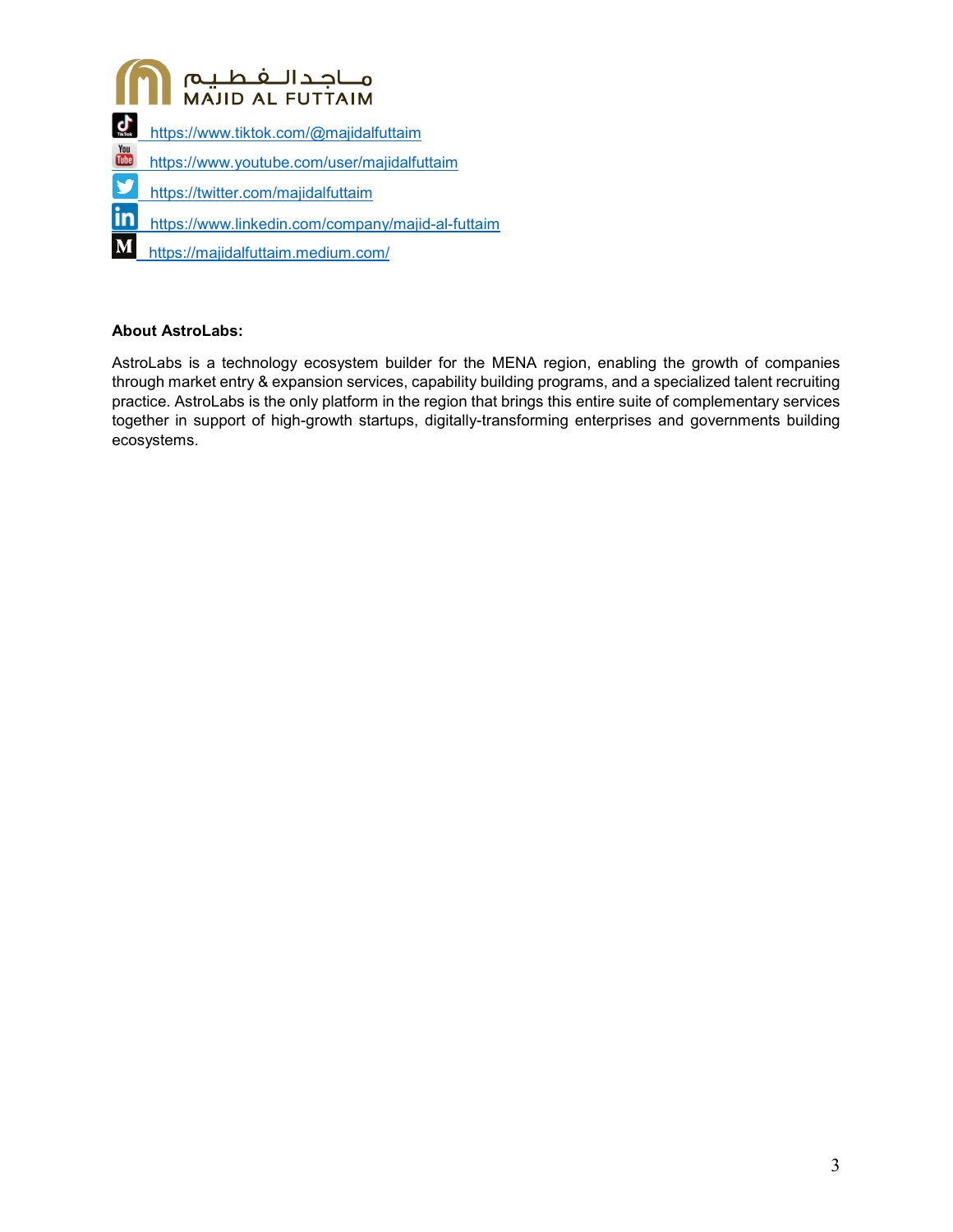ماجد الفطيم
MAJID AL FUTTAIM

https://www.tiktok.com/@majidalfuttaim

https://www.youtube.com/user/majidalfuttaim

https://twitter.com/majidalfuttaim

https://www.linkedin.com/company/majid-al-futtaim

https://majidalfuttaim.medium.com/

**About AstroLabs:**

AstroLabs is a technology ecosystem builder for the MENA region, enabling the growth of companies through market entry & expansion services, capability building programs, and a specialized talent recruiting practice. AstroLabs is the only platform in the region that brings this entire suite of complementary services together in support of high-growth startups, digitally-transforming enterprises and governments building ecosystems.